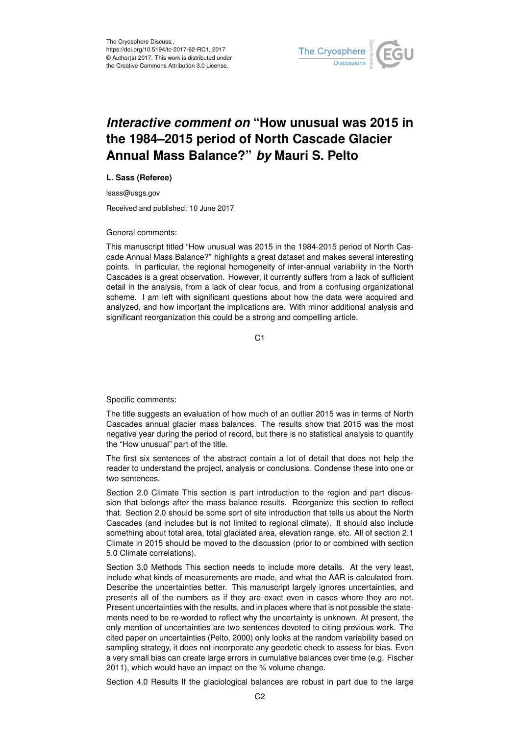# *Interactive comment on* "How unusual was 2015 in the 1984–2015 period of North Cascade Glacier Annual Mass Balance?" *by* Mauri S. Pelto

**L. Sass (Referee)**

lsass@usgs.gov

Received and published: 10 June 2017

General comments:

This manuscript titled "How unusual was 2015 in the 1984-2015 period of North Cascade Annual Mass Balance?" highlights a great dataset and makes several interesting points. In particular, the regional homogeneity of inter-annual variability in the North Cascades is a great observation. However, it currently suffers from a lack of sufficient detail in the analysis, from a lack of clear focus, and from a confusing organizational scheme. I am left with significant questions about how the data were acquired and analyzed, and how important the implications are. With minor additional analysis and significant reorganization this could be a strong and compelling article.

Specific comments:

The title suggests an evaluation of how much of an outlier 2015 was in terms of North Cascades annual glacier mass balances. The results show that 2015 was the most negative year during the period of record, but there is no statistical analysis to quantify the "How unusual" part of the title.

The first six sentences of the abstract contain a lot of detail that does not help the reader to understand the project, analysis or conclusions. Condense these into one or two sentences.

Section 2.0 Climate This section is part introduction to the region and part discussion that belongs after the mass balance results. Reorganize this section to reflect that. Section 2.0 should be some sort of site introduction that tells us about the North Cascades (and includes but is not limited to regional climate). It should also include something about total area, total glaciated area, elevation range, etc. All of section 2.1 Climate in 2015 should be moved to the discussion (prior to or combined with section 5.0 Climate correlations).

Section 3.0 Methods This section needs to include more details. At the very least, include what kinds of measurements are made, and what the AAR is calculated from. Describe the uncertainties better. This manuscript largely ignores uncertainties, and presents all of the numbers as if they are exact even in cases where they are not. Present uncertainties with the results, and in places where that is not possible the statements need to be re-worded to reflect why the uncertainty is unknown. At present, the only mention of uncertainties are two sentences devoted to citing previous work. The cited paper on uncertainties (Pelto, 2000) only looks at the random variability based on sampling strategy, it does not incorporate any geodetic check to assess for bias. Even a very small bias can create large errors in cumulative balances over time (e.g. Fischer 2011), which would have an impact on the % volume change.

Section 4.0 Results If the glaciological balances are robust in part due to the large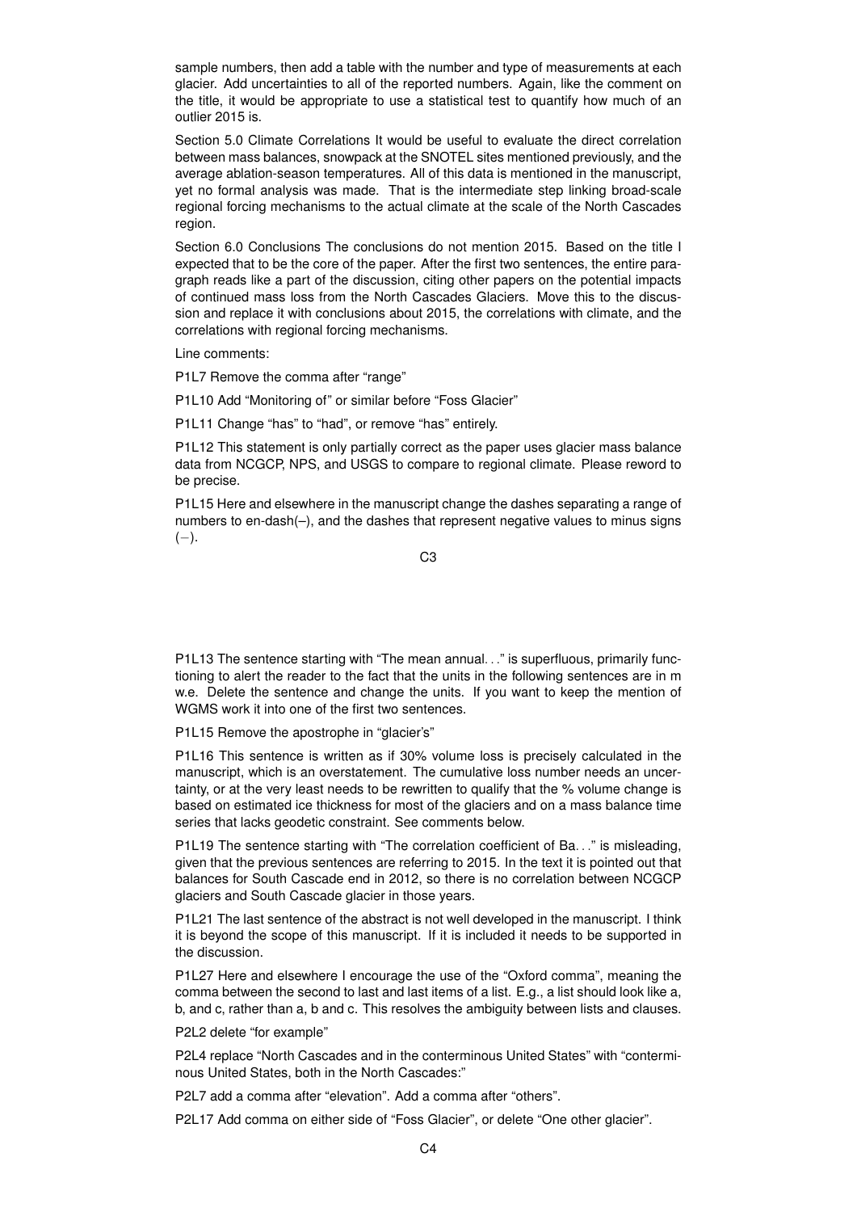sample numbers, then add a table with the number and type of measurements at each glacier. Add uncertainties to all of the reported numbers. Again, like the comment on the title, it would be appropriate to use a statistical test to quantify how much of an outlier 2015 is.

Section 5.0 Climate Correlations It would be useful to evaluate the direct correlation between mass balances, snowpack at the SNOTEL sites mentioned previously, and the average ablation-season temperatures. All of this data is mentioned in the manuscript, yet no formal analysis was made. That is the intermediate step linking broad-scale regional forcing mechanisms to the actual climate at the scale of the North Cascades region.

Section 6.0 Conclusions The conclusions do not mention 2015. Based on the title I expected that to be the core of the paper. After the first two sentences, the entire paragraph reads like a part of the discussion, citing other papers on the potential impacts of continued mass loss from the North Cascades Glaciers. Move this to the discussion and replace it with conclusions about 2015, the correlations with climate, and the correlations with regional forcing mechanisms.

Line comments:

P1L7 Remove the comma after "range"

P1L10 Add "Monitoring of" or similar before "Foss Glacier"

P1L11 Change "has" to "had", or remove "has" entirely.

P1L12 This statement is only partially correct as the paper uses glacier mass balance data from NCGCP, NPS, and USGS to compare to regional climate. Please reword to be precise.

P1L15 Here and elsewhere in the manuscript change the dashes separating a range of numbers to en-dash(–), and the dashes that represent negative values to minus signs ($-$).

P1L13 The sentence starting with "The mean annual…" is superfluous, primarily functioning to alert the reader to the fact that the units in the following sentences are in m w.e. Delete the sentence and change the units. If you want to keep the mention of WGMS work it into one of the first two sentences.

P1L15 Remove the apostrophe in "glacier's"

P1L16 This sentence is written as if 30% volume loss is precisely calculated in the manuscript, which is an overstatement. The cumulative loss number needs an uncertainty, or at the very least needs to be rewritten to qualify that the % volume change is based on estimated ice thickness for most of the glaciers and on a mass balance time series that lacks geodetic constraint. See comments below.

P1L19 The sentence starting with "The correlation coefficient of Ba…" is misleading, given that the previous sentences are referring to 2015. In the text it is pointed out that balances for South Cascade end in 2012, so there is no correlation between NCGCP glaciers and South Cascade glacier in those years.

P1L21 The last sentence of the abstract is not well developed in the manuscript. I think it is beyond the scope of this manuscript. If it is included it needs to be supported in the discussion.

P1L27 Here and elsewhere I encourage the use of the "Oxford comma", meaning the comma between the second to last and last items of a list. E.g., a list should look like a, b, and c, rather than a, b and c. This resolves the ambiguity between lists and clauses.

P2L2 delete "for example"

P2L4 replace "North Cascades and in the conterminous United States" with "conterminous United States, both in the North Cascades:"

P2L7 add a comma after "elevation". Add a comma after "others".

P2L17 Add comma on either side of "Foss Glacier", or delete "One other glacier".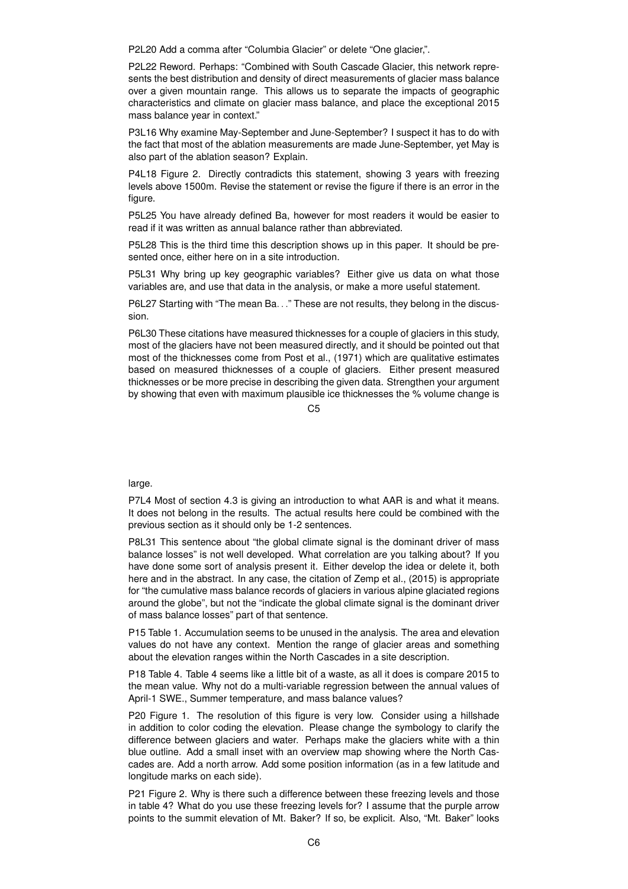P2L20 Add a comma after "Columbia Glacier" or delete "One glacier,".

P2L22 Reword. Perhaps: "Combined with South Cascade Glacier, this network represents the best distribution and density of direct measurements of glacier mass balance over a given mountain range. This allows us to separate the impacts of geographic characteristics and climate on glacier mass balance, and place the exceptional 2015 mass balance year in context."

P3L16 Why examine May-September and June-September? I suspect it has to do with the fact that most of the ablation measurements are made June-September, yet May is also part of the ablation season? Explain.

P4L18 Figure 2. Directly contradicts this statement, showing 3 years with freezing levels above 1500m. Revise the statement or revise the figure if there is an error in the figure.

P5L25 You have already defined Ba, however for most readers it would be easier to read if it was written as annual balance rather than abbreviated.

P5L28 This is the third time this description shows up in this paper. It should be presented once, either here on in a site introduction.

P5L31 Why bring up key geographic variables? Either give us data on what those variables are, and use that data in the analysis, or make a more useful statement.

P6L27 Starting with "The mean Ba. . ." These are not results, they belong in the discussion.

P6L30 These citations have measured thicknesses for a couple of glaciers in this study, most of the glaciers have not been measured directly, and it should be pointed out that most of the thicknesses come from Post et al., (1971) which are qualitative estimates based on measured thicknesses of a couple of glaciers. Either present measured thicknesses or be more precise in describing the given data. Strengthen your argument by showing that even with maximum plausible ice thicknesses the % volume change is large.

P7L4 Most of section 4.3 is giving an introduction to what AAR is and what it means. It does not belong in the results. The actual results here could be combined with the previous section as it should only be 1-2 sentences.

P8L31 This sentence about "the global climate signal is the dominant driver of mass balance losses" is not well developed. What correlation are you talking about? If you have done some sort of analysis present it. Either develop the idea or delete it, both here and in the abstract. In any case, the citation of Zemp et al., (2015) is appropriate for "the cumulative mass balance records of glaciers in various alpine glaciated regions around the globe", but not the "indicate the global climate signal is the dominant driver of mass balance losses" part of that sentence.

P15 Table 1. Accumulation seems to be unused in the analysis. The area and elevation values do not have any context. Mention the range of glacier areas and something about the elevation ranges within the North Cascades in a site description.

P18 Table 4. Table 4 seems like a little bit of a waste, as all it does is compare 2015 to the mean value. Why not do a multi-variable regression between the annual values of April-1 SWE., Summer temperature, and mass balance values?

P20 Figure 1. The resolution of this figure is very low. Consider using a hillshade in addition to color coding the elevation. Please change the symbology to clarify the difference between glaciers and water. Perhaps make the glaciers white with a thin blue outline. Add a small inset with an overview map showing where the North Cascades are. Add a north arrow. Add some position information (as in a few latitude and longitude marks on each side).

P21 Figure 2. Why is there such a difference between these freezing levels and those in table 4? What do you use these freezing levels for? I assume that the purple arrow points to the summit elevation of Mt. Baker? If so, be explicit. Also, "Mt. Baker" looks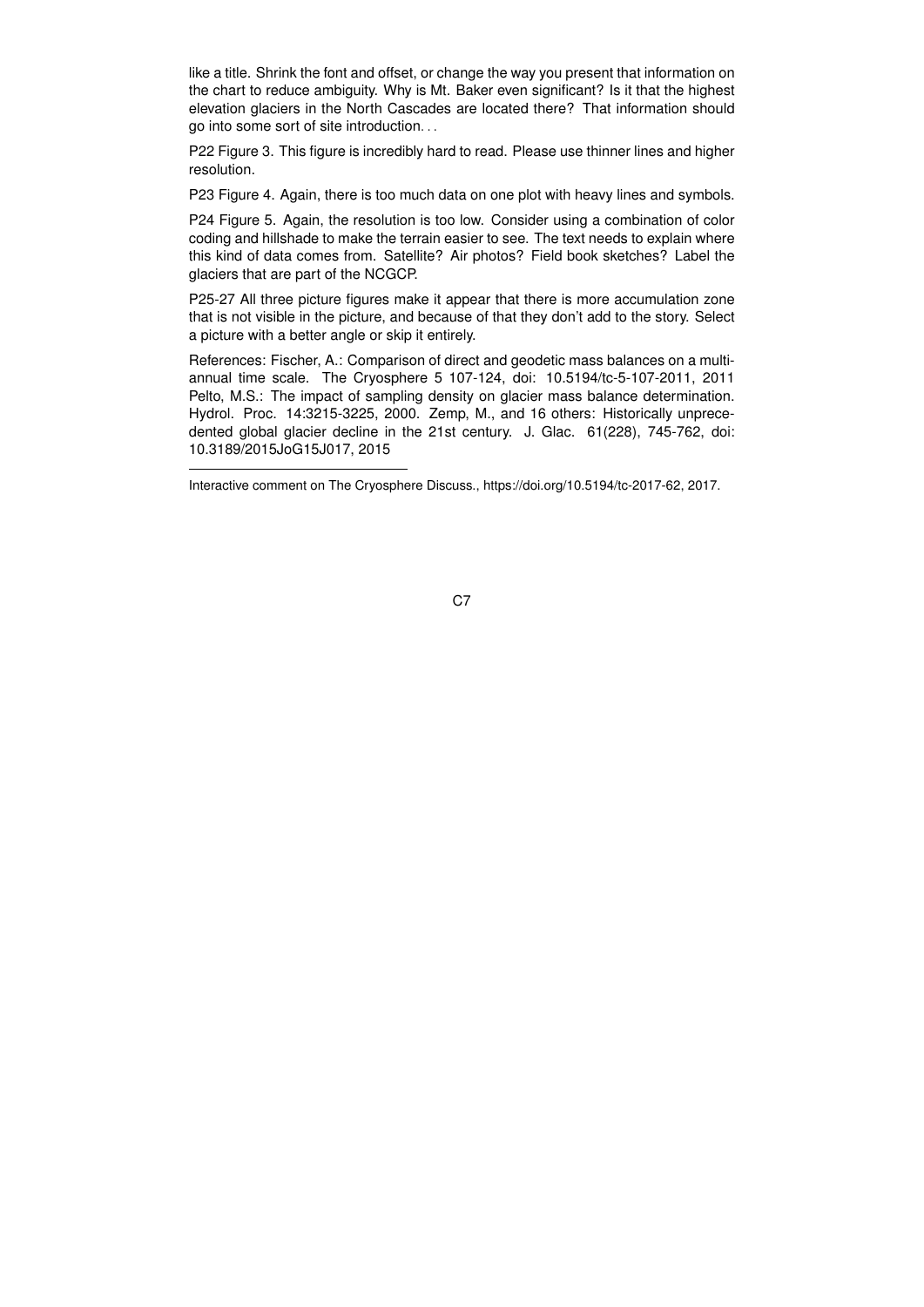like a title. Shrink the font and offset, or change the way you present that information on the chart to reduce ambiguity. Why is Mt. Baker even significant? Is it that the highest elevation glaciers in the North Cascades are located there? That information should go into some sort of site introduction. . .

P22 Figure 3. This figure is incredibly hard to read. Please use thinner lines and higher resolution.

P23 Figure 4. Again, there is too much data on one plot with heavy lines and symbols.

P24 Figure 5. Again, the resolution is too low. Consider using a combination of color coding and hillshade to make the terrain easier to see. The text needs to explain where this kind of data comes from. Satellite? Air photos? Field book sketches? Label the glaciers that are part of the NCGCP.

P25-27 All three picture figures make it appear that there is more accumulation zone that is not visible in the picture, and because of that they don't add to the story. Select a picture with a better angle or skip it entirely.

References: Fischer, A.: Comparison of direct and geodetic mass balances on a multi-annual time scale. The Cryosphere 5 107-124, doi: 10.5194/tc-5-107-2011, 2011 Pelto, M.S.: The impact of sampling density on glacier mass balance determination. Hydrol. Proc. 14:3215-3225, 2000. Zemp, M., and 16 others: Historically unprecedented global glacier decline in the 21st century. J. Glac. 61(228), 745-762, doi: 10.3189/2015JoG15J017, 2015

---

Interactive comment on The Cryosphere Discuss., https://doi.org/10.5194/tc-2017-62, 2017.